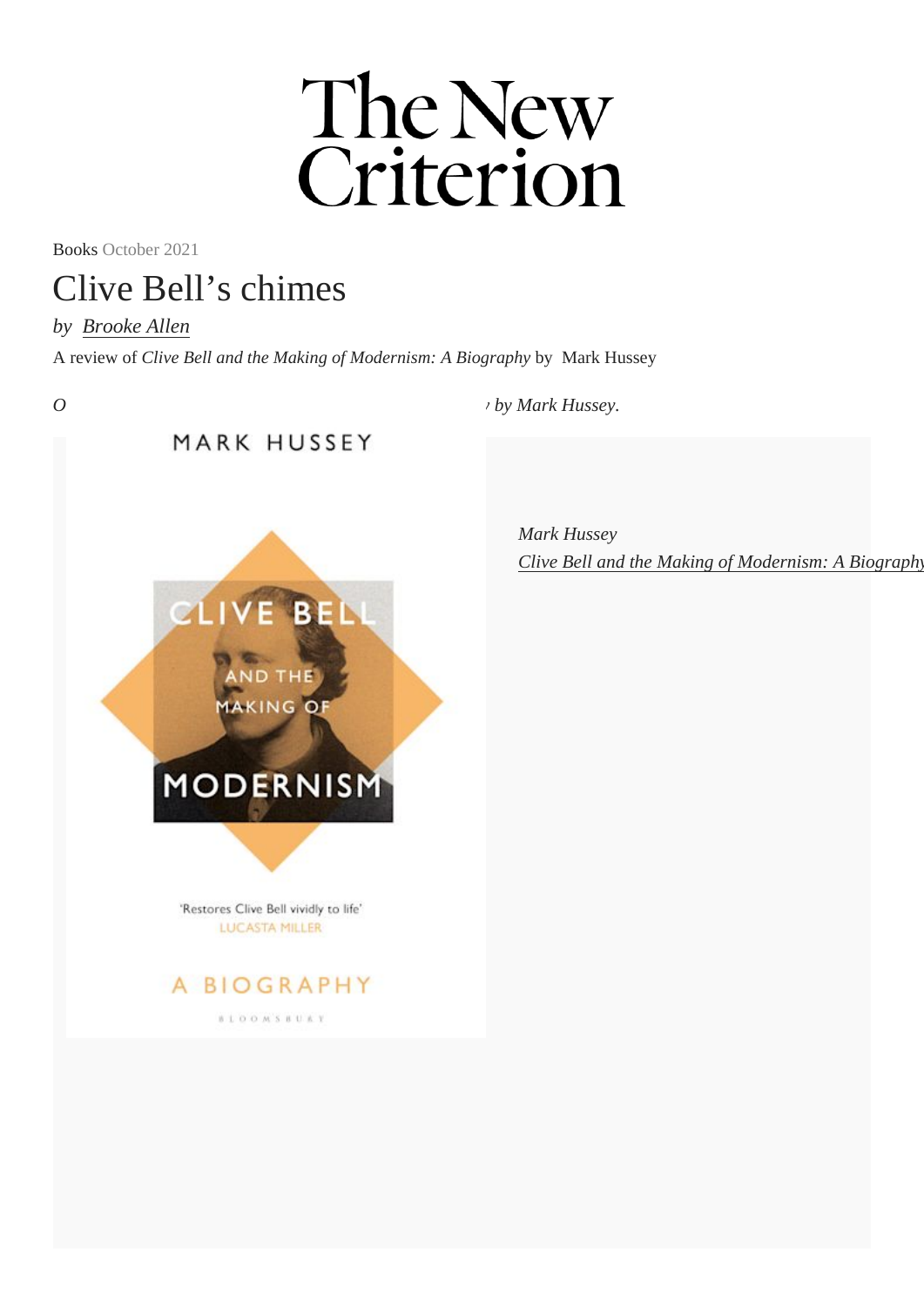# The New Criterion

Books October 2021

## Clive Bell's chimes

*by Brooke Allen*

A review of *Clive Bell and the Making of Modernism: A Biography* by Mark Hussey

*O* *by Mark Hussey.*

*Mark Hussey*
*Clive Bell and the Making of Modernism: A Biography*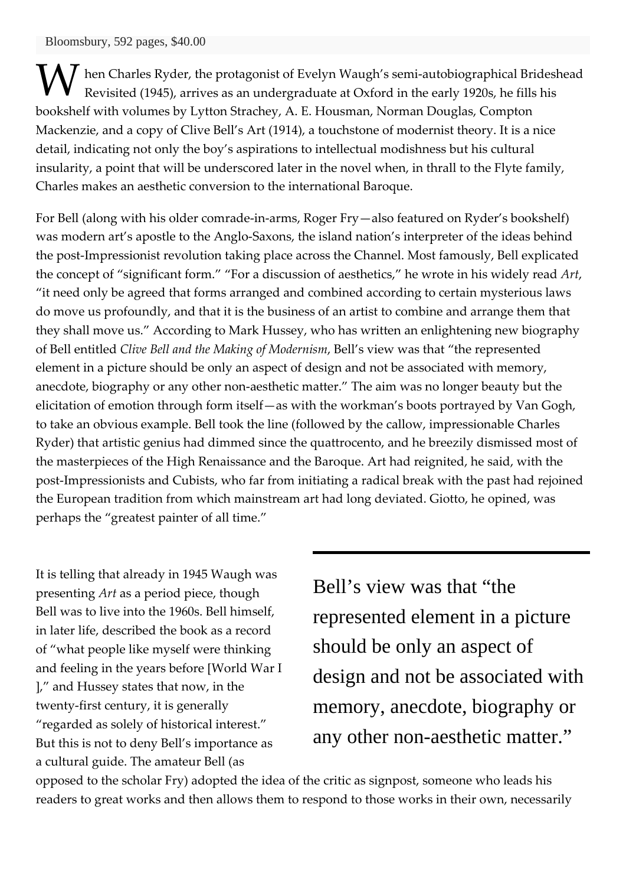Bloomsbury, 592 pages, $40.00

When Charles Ryder, the protagonist of Evelyn Waugh's semi-autobiographical Brideshead Revisited (1945), arrives as an undergraduate at Oxford in the early 1920s, he fills his bookshelf with volumes by Lytton Strachey, A. E. Housman, Norman Douglas, Compton Mackenzie, and a copy of Clive Bell's Art (1914), a touchstone of modernist theory. It is a nice detail, indicating not only the boy's aspirations to intellectual modishness but his cultural insularity, a point that will be underscored later in the novel when, in thrall to the Flyte family, Charles makes an aesthetic conversion to the international Baroque.

For Bell (along with his older comrade-in-arms, Roger Fry—also featured on Ryder's bookshelf) was modern art's apostle to the Anglo-Saxons, the island nation's interpreter of the ideas behind the post-Impressionist revolution taking place across the Channel. Most famously, Bell explicated the concept of "significant form." "For a discussion of aesthetics," he wrote in his widely read *Art*, "it need only be agreed that forms arranged and combined according to certain mysterious laws do move us profoundly, and that it is the business of an artist to combine and arrange them that they shall move us." According to Mark Hussey, who has written an enlightening new biography of Bell entitled *Clive Bell and the Making of Modernism*, Bell's view was that "the represented element in a picture should be only an aspect of design and not be associated with memory, anecdote, biography or any other non-aesthetic matter." The aim was no longer beauty but the elicitation of emotion through form itself—as with the workman's boots portrayed by Van Gogh, to take an obvious example. Bell took the line (followed by the callow, impressionable Charles Ryder) that artistic genius had dimmed since the quattrocento, and he breezily dismissed most of the masterpieces of the High Renaissance and the Baroque. Art had reignited, he said, with the post-Impressionists and Cubists, who far from initiating a radical break with the past had rejoined the European tradition from which mainstream art had long deviated. Giotto, he opined, was perhaps the "greatest painter of all time."

> Bell's view was that "the represented element in a picture should be only an aspect of design and not be associated with memory, anecdote, biography or any other non-aesthetic matter."

It is telling that already in 1945 Waugh was presenting *Art* as a period piece, though Bell was to live into the 1960s. Bell himself, in later life, described the book as a record of "what people like myself were thinking and feeling in the years before [World War I ]," and Hussey states that now, in the twenty-first century, it is generally "regarded as solely of historical interest." But this is not to deny Bell's importance as a cultural guide. The amateur Bell (as opposed to the scholar Fry) adopted the idea of the critic as signpost, someone who leads his readers to great works and then allows them to respond to those works in their own, necessarily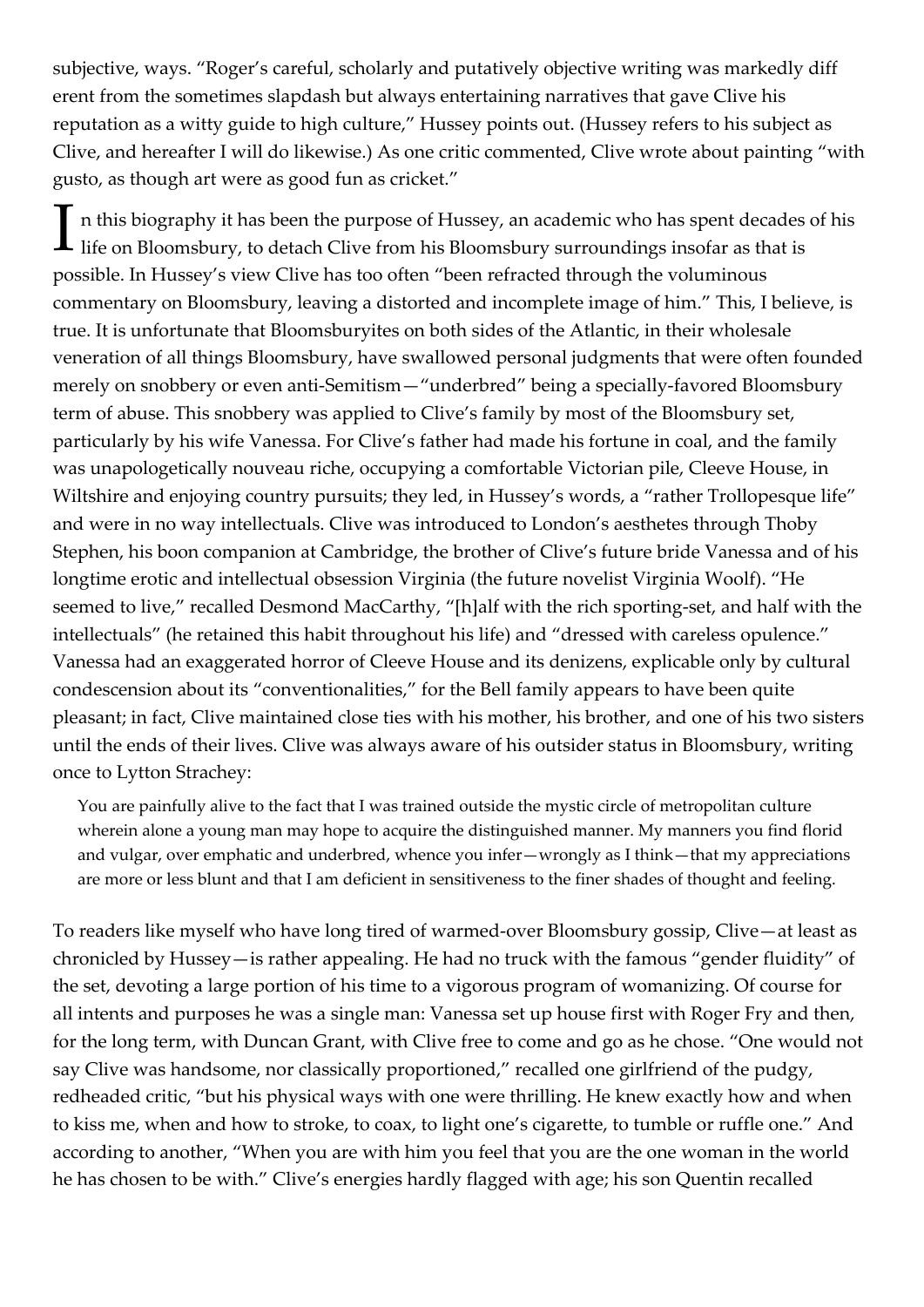subjective, ways. "Roger's careful, scholarly and putatively objective writing was markedly different from the sometimes slapdash but always entertaining narratives that gave Clive his reputation as a witty guide to high culture," Hussey points out. (Hussey refers to his subject as Clive, and hereafter I will do likewise.) As one critic commented, Clive wrote about painting "with gusto, as though art were as good fun as cricket."

In this biography it has been the purpose of Hussey, an academic who has spent decades of his life on Bloomsbury, to detach Clive from his Bloomsbury surroundings insofar as that is possible. In Hussey's view Clive has too often "been refracted through the voluminous commentary on Bloomsbury, leaving a distorted and incomplete image of him." This, I believe, is true. It is unfortunate that Bloomsburyites on both sides of the Atlantic, in their wholesale veneration of all things Bloomsbury, have swallowed personal judgments that were often founded merely on snobbery or even anti-Semitism—"underbred" being a specially-favored Bloomsbury term of abuse. This snobbery was applied to Clive's family by most of the Bloomsbury set, particularly by his wife Vanessa. For Clive's father had made his fortune in coal, and the family was unapologetically nouveau riche, occupying a comfortable Victorian pile, Cleeve House, in Wiltshire and enjoying country pursuits; they led, in Hussey's words, a "rather Trollopesque life" and were in no way intellectuals. Clive was introduced to London's aesthetes through Thoby Stephen, his boon companion at Cambridge, the brother of Clive's future bride Vanessa and of his longtime erotic and intellectual obsession Virginia (the future novelist Virginia Woolf). "He seemed to live," recalled Desmond MacCarthy, "[h]alf with the rich sporting-set, and half with the intellectuals" (he retained this habit throughout his life) and "dressed with careless opulence." Vanessa had an exaggerated horror of Cleeve House and its denizens, explicable only by cultural condescension about its "conventionalities," for the Bell family appears to have been quite pleasant; in fact, Clive maintained close ties with his mother, his brother, and one of his two sisters until the ends of their lives. Clive was always aware of his outsider status in Bloomsbury, writing once to Lytton Strachey:

> You are painfully alive to the fact that I was trained outside the mystic circle of metropolitan culture wherein alone a young man may hope to acquire the distinguished manner. My manners you find florid and vulgar, over emphatic and underbred, whence you infer—wrongly as I think—that my appreciations are more or less blunt and that I am deficient in sensitiveness to the finer shades of thought and feeling.

To readers like myself who have long tired of warmed-over Bloomsbury gossip, Clive—at least as chronicled by Hussey—is rather appealing. He had no truck with the famous "gender fluidity" of the set, devoting a large portion of his time to a vigorous program of womanizing. Of course for all intents and purposes he was a single man: Vanessa set up house first with Roger Fry and then, for the long term, with Duncan Grant, with Clive free to come and go as he chose. "One would not say Clive was handsome, nor classically proportioned," recalled one girlfriend of the pudgy, redheaded critic, "but his physical ways with one were thrilling. He knew exactly how and when to kiss me, when and how to stroke, to coax, to light one's cigarette, to tumble or ruffle one." And according to another, "When you are with him you feel that you are the one woman in the world he has chosen to be with." Clive's energies hardly flagged with age; his son Quentin recalled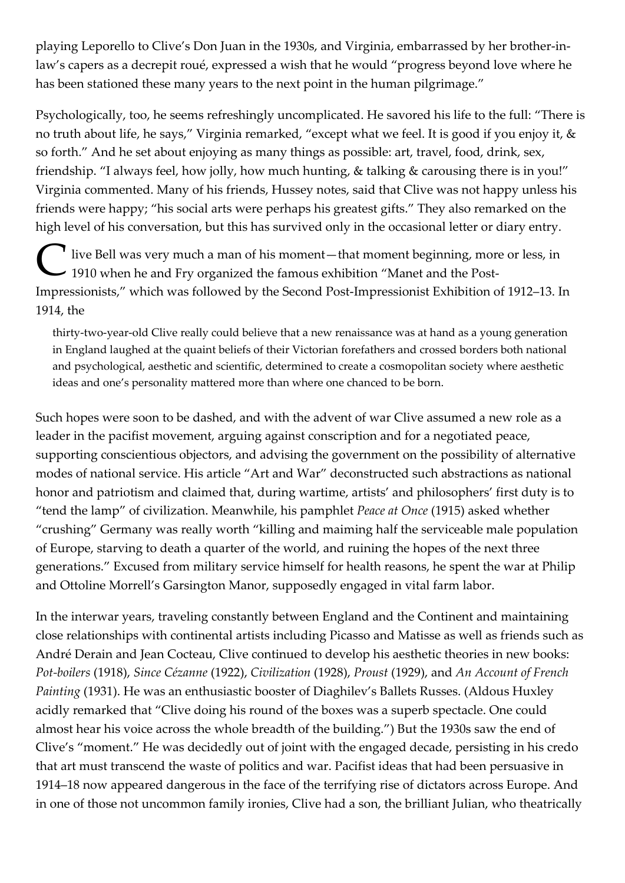playing Leporello to Clive's Don Juan in the 1930s, and Virginia, embarrassed by her brother-in-law's capers as a decrepit roué, expressed a wish that he would "progress beyond love where he has been stationed these many years to the next point in the human pilgrimage."

Psychologically, too, he seems refreshingly uncomplicated. He savored his life to the full: "There is no truth about life, he says," Virginia remarked, "except what we feel. It is good if you enjoy it, & so forth." And he set about enjoying as many things as possible: art, travel, food, drink, sex, friendship. "I always feel, how jolly, how much hunting, & talking & carousing there is in you!" Virginia commented. Many of his friends, Hussey notes, said that Clive was not happy unless his friends were happy; "his social arts were perhaps his greatest gifts." They also remarked on the high level of his conversation, but this has survived only in the occasional letter or diary entry.

Clive Bell was very much a man of his moment—that moment beginning, more or less, in 1910 when he and Fry organized the famous exhibition "Manet and the Post-Impressionists," which was followed by the Second Post-Impressionist Exhibition of 1912–13. In 1914, the

> thirty-two-year-old Clive really could believe that a new renaissance was at hand as a young generation in England laughed at the quaint beliefs of their Victorian forefathers and crossed borders both national and psychological, aesthetic and scientific, determined to create a cosmopolitan society where aesthetic ideas and one's personality mattered more than where one chanced to be born.

Such hopes were soon to be dashed, and with the advent of war Clive assumed a new role as a leader in the pacifist movement, arguing against conscription and for a negotiated peace, supporting conscientious objectors, and advising the government on the possibility of alternative modes of national service. His article "Art and War" deconstructed such abstractions as national honor and patriotism and claimed that, during wartime, artists' and philosophers' first duty is to "tend the lamp" of civilization. Meanwhile, his pamphlet *Peace at Once* (1915) asked whether "crushing" Germany was really worth "killing and maiming half the serviceable male population of Europe, starving to death a quarter of the world, and ruining the hopes of the next three generations." Excused from military service himself for health reasons, he spent the war at Philip and Ottoline Morrell's Garsington Manor, supposedly engaged in vital farm labor.

In the interwar years, traveling constantly between England and the Continent and maintaining close relationships with continental artists including Picasso and Matisse as well as friends such as André Derain and Jean Cocteau, Clive continued to develop his aesthetic theories in new books: *Pot-boilers* (1918), *Since Cézanne* (1922), *Civilization* (1928), *Proust* (1929), and *An Account of French Painting* (1931). He was an enthusiastic booster of Diaghilev's Ballets Russes. (Aldous Huxley acidly remarked that "Clive doing his round of the boxes was a superb spectacle. One could almost hear his voice across the whole breadth of the building.") But the 1930s saw the end of Clive's "moment." He was decidedly out of joint with the engaged decade, persisting in his credo that art must transcend the waste of politics and war. Pacifist ideas that had been persuasive in 1914–18 now appeared dangerous in the face of the terrifying rise of dictators across Europe. And in one of those not uncommon family ironies, Clive had a son, the brilliant Julian, who theatrically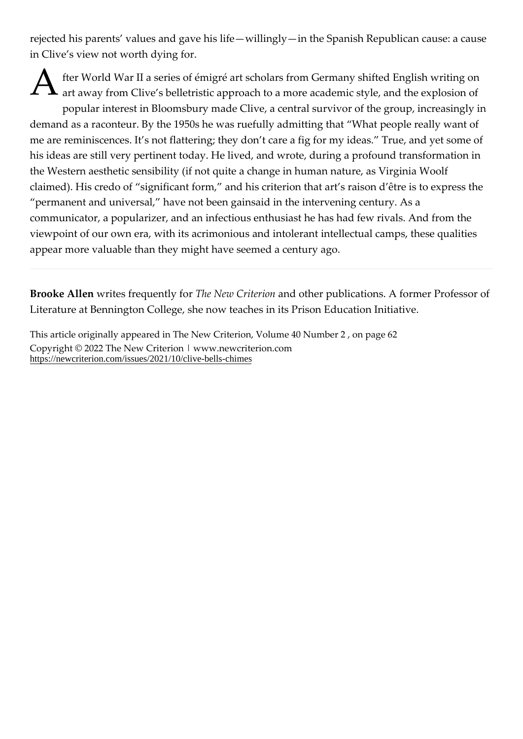rejected his parents' values and gave his life—willingly—in the Spanish Republican cause: a cause in Clive's view not worth dying for.

After World War II a series of émigré art scholars from Germany shifted English writing on art away from Clive's belletristic approach to a more academic style, and the explosion of popular interest in Bloomsbury made Clive, a central survivor of the group, increasingly in demand as a raconteur. By the 1950s he was ruefully admitting that "What people really want of me are reminiscences. It's not flattering; they don't care a fig for my ideas." True, and yet some of his ideas are still very pertinent today. He lived, and wrote, during a profound transformation in the Western aesthetic sensibility (if not quite a change in human nature, as Virginia Woolf claimed). His credo of "significant form," and his criterion that art's raison d'être is to express the "permanent and universal," have not been gainsaid in the intervening century. As a communicator, a popularizer, and an infectious enthusiast he has had few rivals. And from the viewpoint of our own era, with its acrimonious and intolerant intellectual camps, these qualities appear more valuable than they might have seemed a century ago.

---

**Brooke Allen** writes frequently for *The New Criterion* and other publications. A former Professor of Literature at Bennington College, she now teaches in its Prison Education Initiative.

This article originally appeared in The New Criterion, Volume 40 Number 2 , on page 62
Copyright © 2022 The New Criterion | www.newcriterion.com
https://newcriterion.com/issues/2021/10/clive-bells-chimes